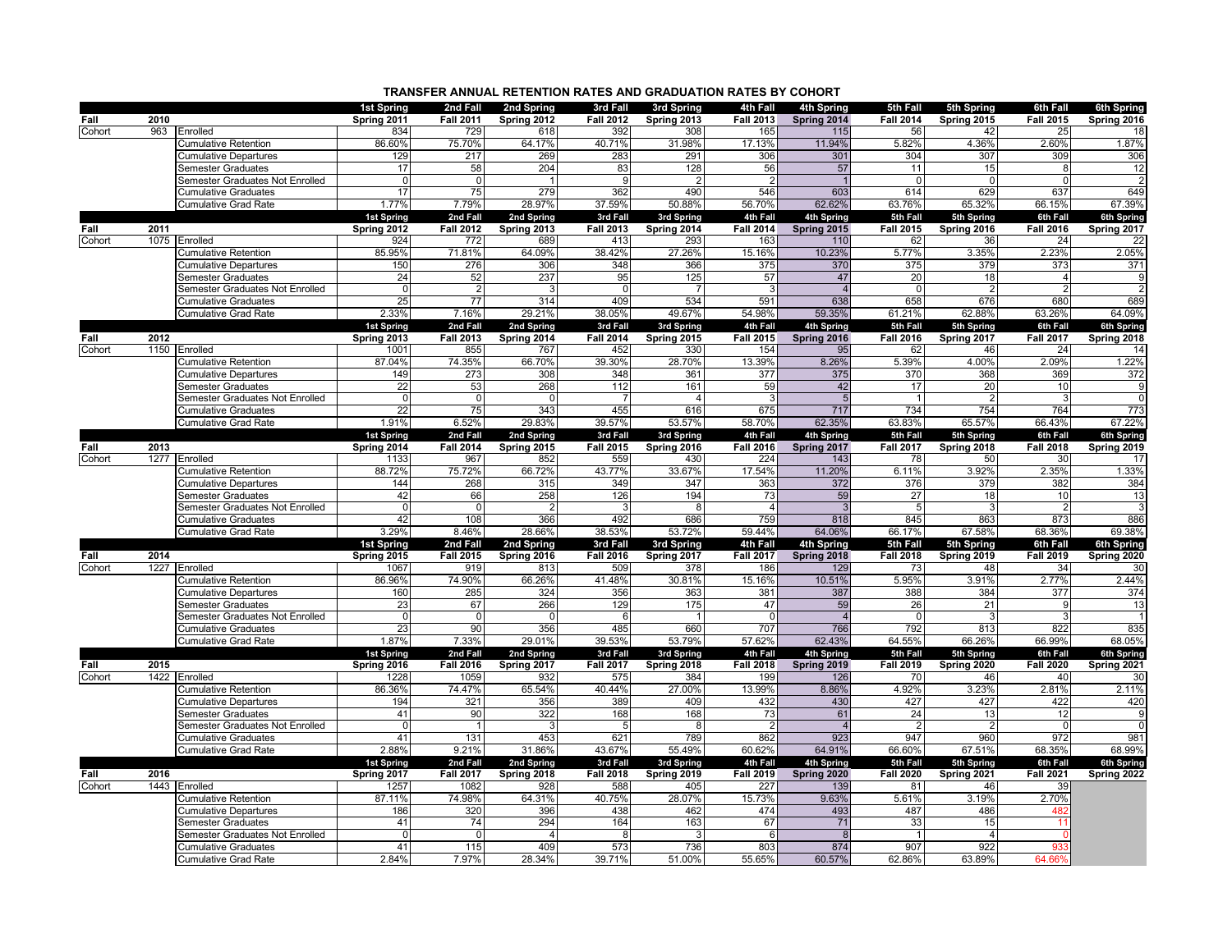# TRANSFER ANNUAL RETENTION RATES AND GRADUATION RATES BY COHORT

| | | | 1st Spring | 2nd Fall | 2nd Spring | 3rd Fall | 3rd Spring | 4th Fall | 4th Spring | 5th Fall | 5th Spring | 6th Fall | 6th Spring |
|---|---|---|---|---|---|---|---|---|---|---|---|---|---|
| Fall | 2010 | | Spring 2011 | Fall 2011 | Spring 2012 | Fall 2012 | Spring 2013 | Fall 2013 | Spring 2014 | Fall 2014 | Spring 2015 | Fall 2015 | Spring 2016 |
| Cohort | 963 | Enrolled | 834 | 729 | 618 | 392 | 308 | 165 | 115 | 56 | 42 | 25 | 18 |
| | | Cumulative Retention | 86.60% | 75.70% | 64.17% | 40.71% | 31.98% | 17.13% | 11.94% | 5.82% | 4.36% | 2.60% | 1.87% |
| | | Cumulative Departures | 129 | 217 | 269 | 283 | 291 | 306 | 301 | 304 | 307 | 309 | 306 |
| | | Semester Graduates | 17 | 58 | 204 | 83 | 128 | 56 | 57 | 11 | 15 | 8 | 12 |
| | | Semester Graduates Not Enrolled | 0 | 0 | 1 | 9 | 2 | 2 | 1 | 0 | 0 | 0 | 2 |
| | | Cumulative Graduates | 17 | 75 | 279 | 362 | 490 | 546 | 603 | 614 | 629 | 637 | 649 |
| | | Cumulative Grad Rate | 1.77% | 7.79% | 28.97% | 37.59% | 50.88% | 56.70% | 62.62% | 63.76% | 65.32% | 66.15% | 67.39% |
| | | | 1st Spring | 2nd Fall | 2nd Spring | 3rd Fall | 3rd Spring | 4th Fall | 4th Spring | 5th Fall | 5th Spring | 6th Fall | 6th Spring |
| Fall | 2011 | | Spring 2012 | Fall 2012 | Spring 2013 | Fall 2013 | Spring 2014 | Fall 2014 | Spring 2015 | Fall 2015 | Spring 2016 | Fall 2016 | Spring 2017 |
| Cohort | 1075 | Enrolled | 924 | 772 | 689 | 413 | 293 | 163 | 110 | 62 | 36 | 24 | 22 |
| | | Cumulative Retention | 85.95% | 71.81% | 64.09% | 38.42% | 27.26% | 15.16% | 10.23% | 5.77% | 3.35% | 2.23% | 2.05% |
| | | Cumulative Departures | 150 | 276 | 306 | 348 | 366 | 375 | 370 | 375 | 379 | 373 | 371 |
| | | Semester Graduates | 24 | 52 | 237 | 95 | 125 | 57 | 47 | 20 | 18 | 4 | 9 |
| | | Semester Graduates Not Enrolled | 0 | 2 | 3 | 0 | 7 | 3 | 4 | 0 | 2 | 2 | 2 |
| | | Cumulative Graduates | 25 | 77 | 314 | 409 | 534 | 591 | 638 | 658 | 676 | 680 | 689 |
| | | Cumulative Grad Rate | 2.33% | 7.16% | 29.21% | 38.05% | 49.67% | 54.98% | 59.35% | 61.21% | 62.88% | 63.26% | 64.09% |
| | | | 1st Spring | 2nd Fall | 2nd Spring | 3rd Fall | 3rd Spring | 4th Fall | 4th Spring | 5th Fall | 5th Spring | 6th Fall | 6th Spring |
| Fall | 2012 | | Spring 2013 | Fall 2013 | Spring 2014 | Fall 2014 | Spring 2015 | Fall 2015 | Spring 2016 | Fall 2016 | Spring 2017 | Fall 2017 | Spring 2018 |
| Cohort | 1150 | Enrolled | 1001 | 855 | 767 | 452 | 330 | 154 | 95 | 62 | 46 | 24 | 14 |
| | | Cumulative Retention | 87.04% | 74.35% | 66.70% | 39.30% | 28.70% | 13.39% | 8.26% | 5.39% | 4.00% | 2.09% | 1.22% |
| | | Cumulative Departures | 149 | 273 | 308 | 348 | 361 | 377 | 375 | 370 | 368 | 369 | 372 |
| | | Semester Graduates | 22 | 53 | 268 | 112 | 161 | 59 | 42 | 17 | 20 | 10 | 9 |
| | | Semester Graduates Not Enrolled | 0 | 0 | 0 | 7 | 4 | 3 | 5 | 1 | 2 | 3 | 0 |
| | | Cumulative Graduates | 22 | 75 | 343 | 455 | 616 | 675 | 717 | 734 | 754 | 764 | 773 |
| | | Cumulative Grad Rate | 1.91% | 6.52% | 29.83% | 39.57% | 53.57% | 58.70% | 62.35% | 63.83% | 65.57% | 66.43% | 67.22% |
| | | | 1st Spring | 2nd Fall | 2nd Spring | 3rd Fall | 3rd Spring | 4th Fall | 4th Spring | 5th Fall | 5th Spring | 6th Fall | 6th Spring |
| Fall | 2013 | | Spring 2014 | Fall 2014 | Spring 2015 | Fall 2015 | Spring 2016 | Fall 2016 | Spring 2017 | Fall 2017 | Spring 2018 | Fall 2018 | Spring 2019 |
| Cohort | 1277 | Enrolled | 1133 | 967 | 852 | 559 | 430 | 224 | 143 | 78 | 50 | 30 | 17 |
| | | Cumulative Retention | 88.72% | 75.72% | 66.72% | 43.77% | 33.67% | 17.54% | 11.20% | 6.11% | 3.92% | 2.35% | 1.33% |
| | | Cumulative Departures | 144 | 268 | 315 | 349 | 347 | 363 | 372 | 376 | 379 | 382 | 384 |
| | | Semester Graduates | 42 | 66 | 258 | 126 | 194 | 73 | 59 | 27 | 18 | 10 | 13 |
| | | Semester Graduates Not Enrolled | 0 | 0 | 2 | 3 | 8 | 4 | 3 | 5 | 3 | 2 | 3 |
| | | Cumulative Graduates | 42 | 108 | 366 | 492 | 686 | 759 | 818 | 845 | 863 | 873 | 886 |
| | | Cumulative Grad Rate | 3.29% | 8.46% | 28.66% | 38.53% | 53.72% | 59.44% | 64.06% | 66.17% | 67.58% | 68.36% | 69.38% |
| | | | 1st Spring | 2nd Fall | 2nd Spring | 3rd Fall | 3rd Spring | 4th Fall | 4th Spring | 5th Fall | 5th Spring | 6th Fall | 6th Spring |
| Fall | 2014 | | Spring 2015 | Fall 2015 | Spring 2016 | Fall 2016 | Spring 2017 | Fall 2017 | Spring 2018 | Fall 2018 | Spring 2019 | Fall 2019 | Spring 2020 |
| Cohort | 1227 | Enrolled | 1067 | 919 | 813 | 509 | 378 | 186 | 129 | 73 | 48 | 34 | 30 |
| | | Cumulative Retention | 86.96% | 74.90% | 66.26% | 41.48% | 30.81% | 15.16% | 10.51% | 5.95% | 3.91% | 2.77% | 2.44% |
| | | Cumulative Departures | 160 | 285 | 324 | 356 | 363 | 381 | 387 | 388 | 384 | 377 | 374 |
| | | Semester Graduates | 23 | 67 | 266 | 129 | 175 | 47 | 59 | 26 | 21 | 9 | 13 |
| | | Semester Graduates Not Enrolled | 0 | 0 | 0 | 6 | 1 | 0 | 4 | 0 | 3 | 3 | 1 |
| | | Cumulative Graduates | 23 | 90 | 356 | 485 | 660 | 707 | 766 | 792 | 813 | 822 | 835 |
| | | Cumulative Grad Rate | 1.87% | 7.33% | 29.01% | 39.53% | 53.79% | 57.62% | 62.43% | 64.55% | 66.26% | 66.99% | 68.05% |
| | | | 1st Spring | 2nd Fall | 2nd Spring | 3rd Fall | 3rd Spring | 4th Fall | 4th Spring | 5th Fall | 5th Spring | 6th Fall | 6th Spring |
| Fall | 2015 | | Spring 2016 | Fall 2016 | Spring 2017 | Fall 2017 | Spring 2018 | Fall 2018 | Spring 2019 | Fall 2019 | Spring 2020 | Fall 2020 | Spring 2021 |
| Cohort | 1422 | Enrolled | 1228 | 1059 | 932 | 575 | 384 | 199 | 126 | 70 | 46 | 40 | 30 |
| | | Cumulative Retention | 86.36% | 74.47% | 65.54% | 40.44% | 27.00% | 13.99% | 8.86% | 4.92% | 3.23% | 2.81% | 2.11% |
| | | Cumulative Departures | 194 | 321 | 356 | 389 | 409 | 432 | 430 | 427 | 427 | 422 | 420 |
| | | Semester Graduates | 41 | 90 | 322 | 168 | 168 | 73 | 61 | 24 | 13 | 12 | 9 |
| | | Semester Graduates Not Enrolled | 0 | 1 | 3 | 5 | 8 | 2 | 4 | 2 | 2 | 0 | 0 |
| | | Cumulative Graduates | 41 | 131 | 453 | 621 | 789 | 862 | 923 | 947 | 960 | 972 | 981 |
| | | Cumulative Grad Rate | 2.88% | 9.21% | 31.86% | 43.67% | 55.49% | 60.62% | 64.91% | 66.60% | 67.51% | 68.35% | 68.99% |
| | | | 1st Spring | 2nd Fall | 2nd Spring | 3rd Fall | 3rd Spring | 4th Fall | 4th Spring | 5th Fall | 5th Spring | 6th Fall | 6th Spring |
| Fall | 2016 | | Spring 2017 | Fall 2017 | Spring 2018 | Fall 2018 | Spring 2019 | Fall 2019 | Spring 2020 | Fall 2020 | Spring 2021 | Fall 2021 | Spring 2022 |
| Cohort | 1443 | Enrolled | 1257 | 1082 | 928 | 588 | 405 | 227 | 139 | 81 | 46 | 39 | |
| | | Cumulative Retention | 87.11% | 74.98% | 64.31% | 40.75% | 28.07% | 15.73% | 9.63% | 5.61% | 3.19% | 2.70% | |
| | | Cumulative Departures | 186 | 320 | 396 | 438 | 462 | 474 | 493 | 487 | 486 | 482 | |
| | | Semester Graduates | 41 | 74 | 294 | 164 | 163 | 67 | 71 | 33 | 15 | 11 | |
| | | Semester Graduates Not Enrolled | 0 | 0 | 4 | 8 | 3 | 6 | 8 | 1 | 4 | 0 | |
| | | Cumulative Graduates | 41 | 115 | 409 | 573 | 736 | 803 | 874 | 907 | 922 | 933 | |
| | | Cumulative Grad Rate | 2.84% | 7.97% | 28.34% | 39.71% | 51.00% | 55.65% | 60.57% | 62.86% | 63.89% | 64.66% | |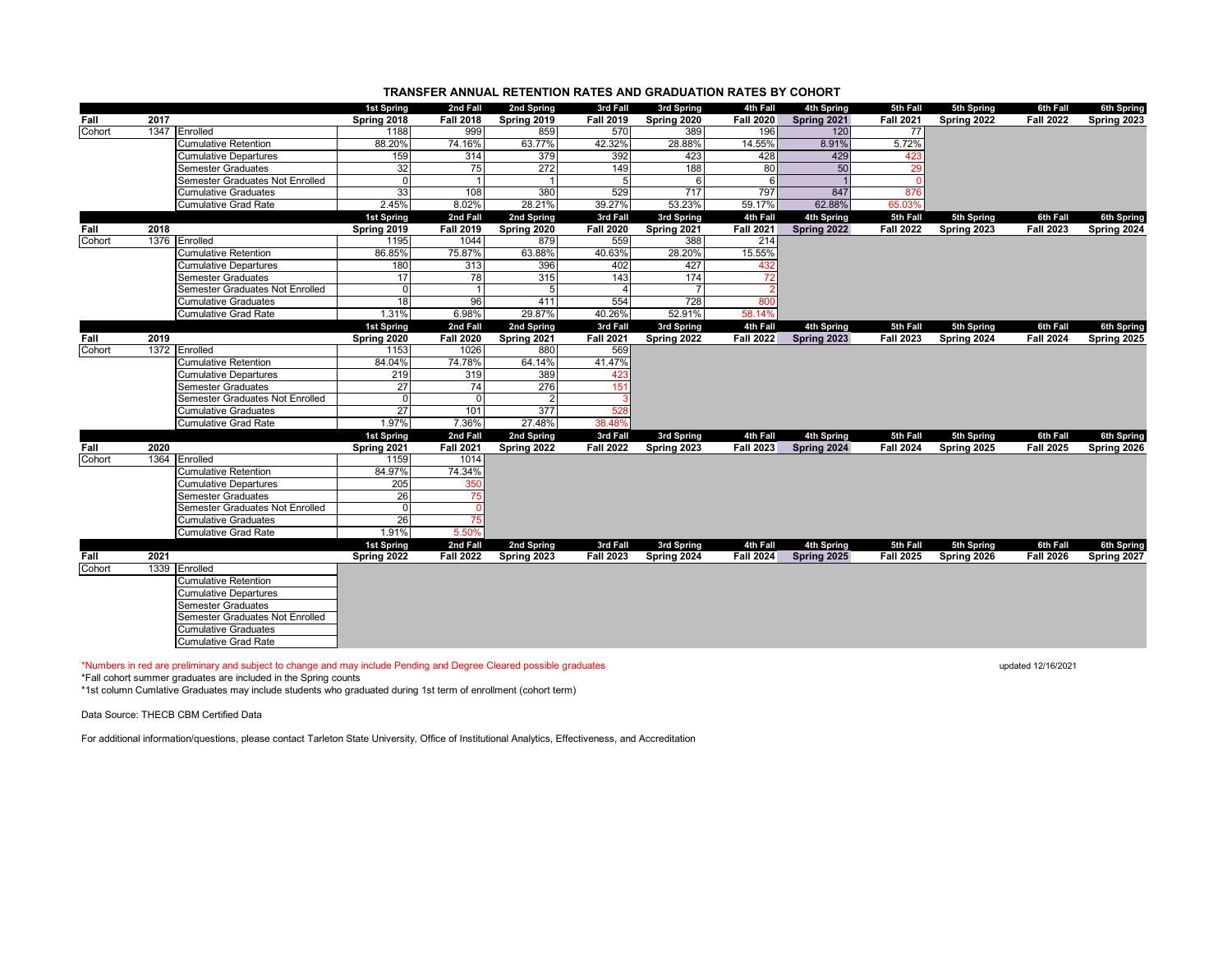# TRANSFER ANNUAL RETENTION RATES AND GRADUATION RATES BY COHORT

| Fall | 2017 | | 1st Spring<br>Spring 2018 | 2nd Fall<br>Fall 2018 | 2nd Spring<br>Spring 2019 | 3rd Fall<br>Fall 2019 | 3rd Spring<br>Spring 2020 | 4th Fall<br>Fall 2020 | 4th Spring<br>Spring 2021 | 5th Fall<br>Fall 2021 | 5th Spring<br>Spring 2022 | 6th Fall<br>Fall 2022 | 6th Spring<br>Spring 2023 |
|---|---|---|---|---|---|---|---|---|---|---|---|---|---|
| Cohort | 1347 | Enrolled | 1188 | 999 | 859 | 570 | 389 | 196 | 120 | 77 | | | |
| | | Cumulative Retention | 88.20% | 74.16% | 63.77% | 42.32% | 28.88% | 14.55% | 8.91% | 5.72% | | | |
| | | Cumulative Departures | 159 | 314 | 379 | 392 | 423 | 428 | 429 | 423 | | | |
| | | Semester Graduates | 32 | 75 | 272 | 149 | 188 | 80 | 50 | 29 | | | |
| | | Semester Graduates Not Enrolled | 0 | 1 | 1 | 5 | 6 | 6 | 1 | 0 | | | |
| | | Cumulative Graduates | 33 | 108 | 380 | 529 | 717 | 797 | 847 | 876 | | | |
| | | Cumulative Grad Rate | 2.45% | 8.02% | 28.21% | 39.27% | 53.23% | 59.17% | 62.88% | 65.03% | | | |

| Fall | 2018 | | 1st Spring<br>Spring 2019 | 2nd Fall<br>Fall 2019 | 2nd Spring<br>Spring 2020 | 3rd Fall<br>Fall 2020 | 3rd Spring<br>Spring 2021 | 4th Fall<br>Fall 2021 | 4th Spring<br>Spring 2022 | 5th Fall<br>Fall 2022 | 5th Spring<br>Spring 2023 | 6th Fall<br>Fall 2023 | 6th Spring<br>Spring 2024 |
|---|---|---|---|---|---|---|---|---|---|---|---|---|---|
| Cohort | 1376 | Enrolled | 1195 | 1044 | 879 | 559 | 388 | 214 | | | | | |
| | | Cumulative Retention | 86.85% | 75.87% | 63.88% | 40.63% | 28.20% | 15.55% | | | | | |
| | | Cumulative Departures | 180 | 313 | 396 | 402 | 427 | 432 | | | | | |
| | | Semester Graduates | 17 | 78 | 315 | 143 | 174 | 72 | | | | | |
| | | Semester Graduates Not Enrolled | 0 | 1 | 5 | 4 | 7 | 2 | | | | | |
| | | Cumulative Graduates | 18 | 96 | 411 | 554 | 728 | 800 | | | | | |
| | | Cumulative Grad Rate | 1.31% | 6.98% | 29.87% | 40.26% | 52.91% | 58.14% | | | | | |

| Fall | 2019 | | 1st Spring<br>Spring 2020 | 2nd Fall<br>Fall 2020 | 2nd Spring<br>Spring 2021 | 3rd Fall<br>Fall 2021 | 3rd Spring<br>Spring 2022 | 4th Fall<br>Fall 2022 | 4th Spring<br>Spring 2023 | 5th Fall<br>Fall 2023 | 5th Spring<br>Spring 2024 | 6th Fall<br>Fall 2024 | 6th Spring<br>Spring 2025 |
|---|---|---|---|---|---|---|---|---|---|---|---|---|---|
| Cohort | 1372 | Enrolled | 1153 | 1026 | 880 | 569 | | | | | | | |
| | | Cumulative Retention | 84.04% | 74.78% | 64.14% | 41.47% | | | | | | | |
| | | Cumulative Departures | 219 | 319 | 389 | 423 | | | | | | | |
| | | Semester Graduates | 27 | 74 | 276 | 151 | | | | | | | |
| | | Semester Graduates Not Enrolled | 0 | 0 | 2 | 3 | | | | | | | |
| | | Cumulative Graduates | 27 | 101 | 377 | 528 | | | | | | | |
| | | Cumulative Grad Rate | 1.97% | 7.36% | 27.48% | 38.48% | | | | | | | |

| Fall | 2020 | | 1st Spring<br>Spring 2021 | 2nd Fall<br>Fall 2021 | 2nd Spring<br>Spring 2022 | 3rd Fall<br>Fall 2022 | 3rd Spring<br>Spring 2023 | 4th Fall<br>Fall 2023 | 4th Spring<br>Spring 2024 | 5th Fall<br>Fall 2024 | 5th Spring<br>Spring 2025 | 6th Fall<br>Fall 2025 | 6th Spring<br>Spring 2026 |
|---|---|---|---|---|---|---|---|---|---|---|---|---|---|
| Cohort | 1364 | Enrolled | 1159 | 1014 | | | | | | | | | |
| | | Cumulative Retention | 84.97% | 74.34% | | | | | | | | | |
| | | Cumulative Departures | 205 | 350 | | | | | | | | | |
| | | Semester Graduates | 26 | 75 | | | | | | | | | |
| | | Semester Graduates Not Enrolled | 0 | 0 | | | | | | | | | |
| | | Cumulative Graduates | 26 | 75 | | | | | | | | | |
| | | Cumulative Grad Rate | 1.91% | 5.50% | | | | | | | | | |

| Fall | 2021 | | 1st Spring<br>Spring 2022 | 2nd Fall<br>Fall 2022 | 2nd Spring<br>Spring 2023 | 3rd Fall<br>Fall 2023 | 3rd Spring<br>Spring 2024 | 4th Fall<br>Fall 2024 | 4th Spring<br>Spring 2025 | 5th Fall<br>Fall 2025 | 5th Spring<br>Spring 2026 | 6th Fall<br>Fall 2026 | 6th Spring<br>Spring 2027 |
|---|---|---|---|---|---|---|---|---|---|---|---|---|---|
| Cohort | 1339 | Enrolled | | | | | | | | | | | |
| | | Cumulative Retention | | | | | | | | | | | |
| | | Cumulative Departures | | | | | | | | | | | |
| | | Semester Graduates | | | | | | | | | | | |
| | | Semester Graduates Not Enrolled | | | | | | | | | | | |
| | | Cumulative Graduates | | | | | | | | | | | |
| | | Cumulative Grad Rate | | | | | | | | | | | |

*Numbers in red are preliminary and subject to change and may include Pending and Degree Cleared possible graduates

updated 12/16/2021

*Fall cohort summer graduates are included in the Spring counts

*1st column Cumlative Graduates may include students who graduated during 1st term of enrollment (cohort term)

Data Source: THECB CBM Certified Data

For additional information/questions, please contact Tarleton State University, Office of Institutional Analytics, Effectiveness, and Accreditation